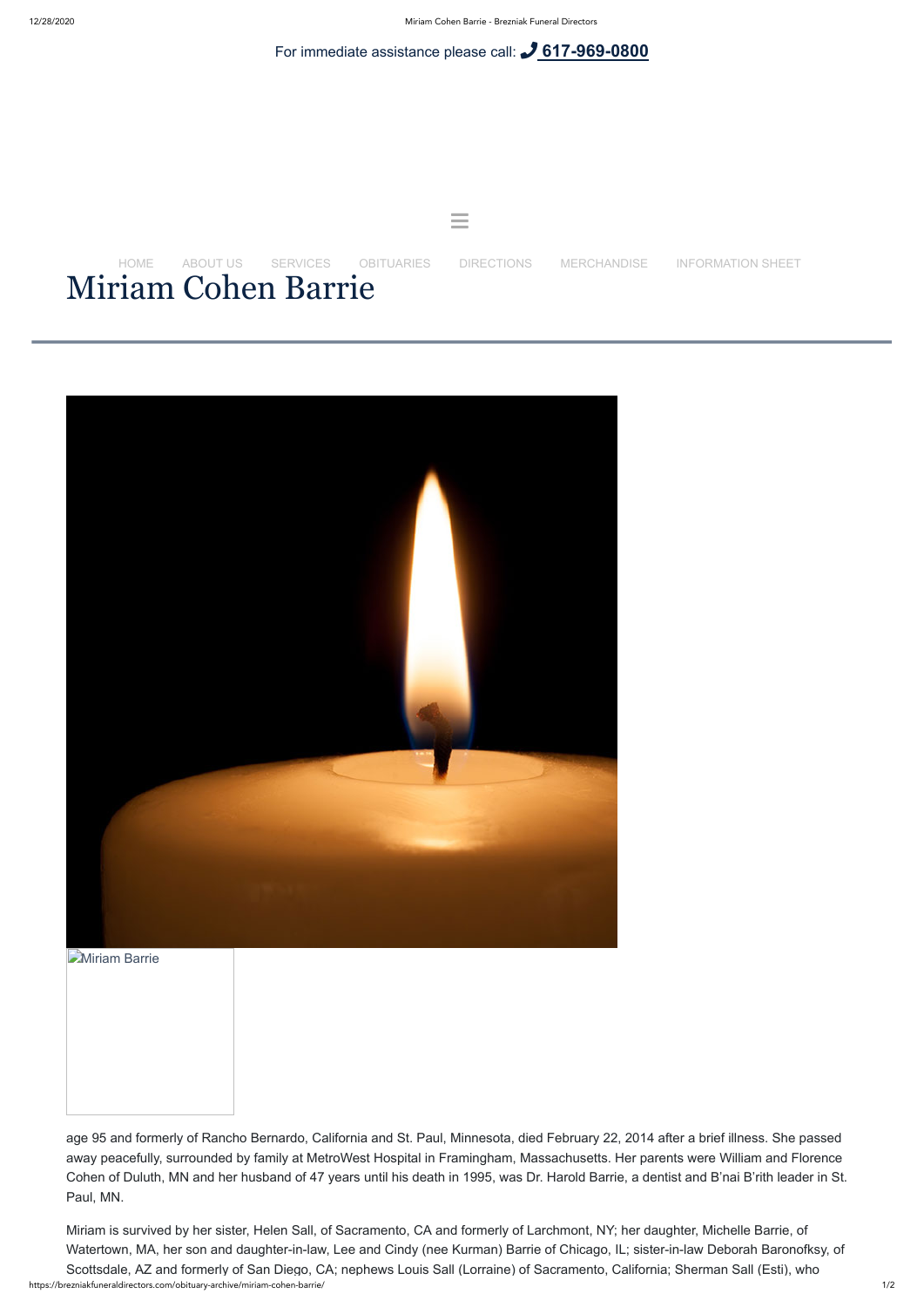For immediate assistance please call: 617-969-0800

HOME ABOUT US SERVICES OBITUARIES DIRECTIONS MERCHANDISE INFORMATION SHEET

# Miriam Cohen Barrie

Miriam Barrie

age 95 and formerly of Rancho Bernardo, California and St. Paul, Minnesota, died February 22, 2014 after a brief illness. She passed away peacefully, surrounded by family at MetroWest Hospital in Framingham, Massachusetts. Her parents were William and Florence Cohen of Duluth, MN and her husband of 47 years until his death in 1995, was Dr. Harold Barrie, a dentist and B'nai B'rith leader in St. Paul, MN.

Miriam is survived by her sister, Helen Sall, of Sacramento, CA and formerly of Larchmont, NY; her daughter, Michelle Barrie, of Watertown, MA, her son and daughter-in-law, Lee and Cindy (nee Kurman) Barrie of Chicago, IL; sister-in-law Deborah Baronofksy, of Scottsdale, AZ and formerly of San Diego, CA; nephews Louis Sall (Lorraine) of Sacramento, California; Sherman Sall (Esti), who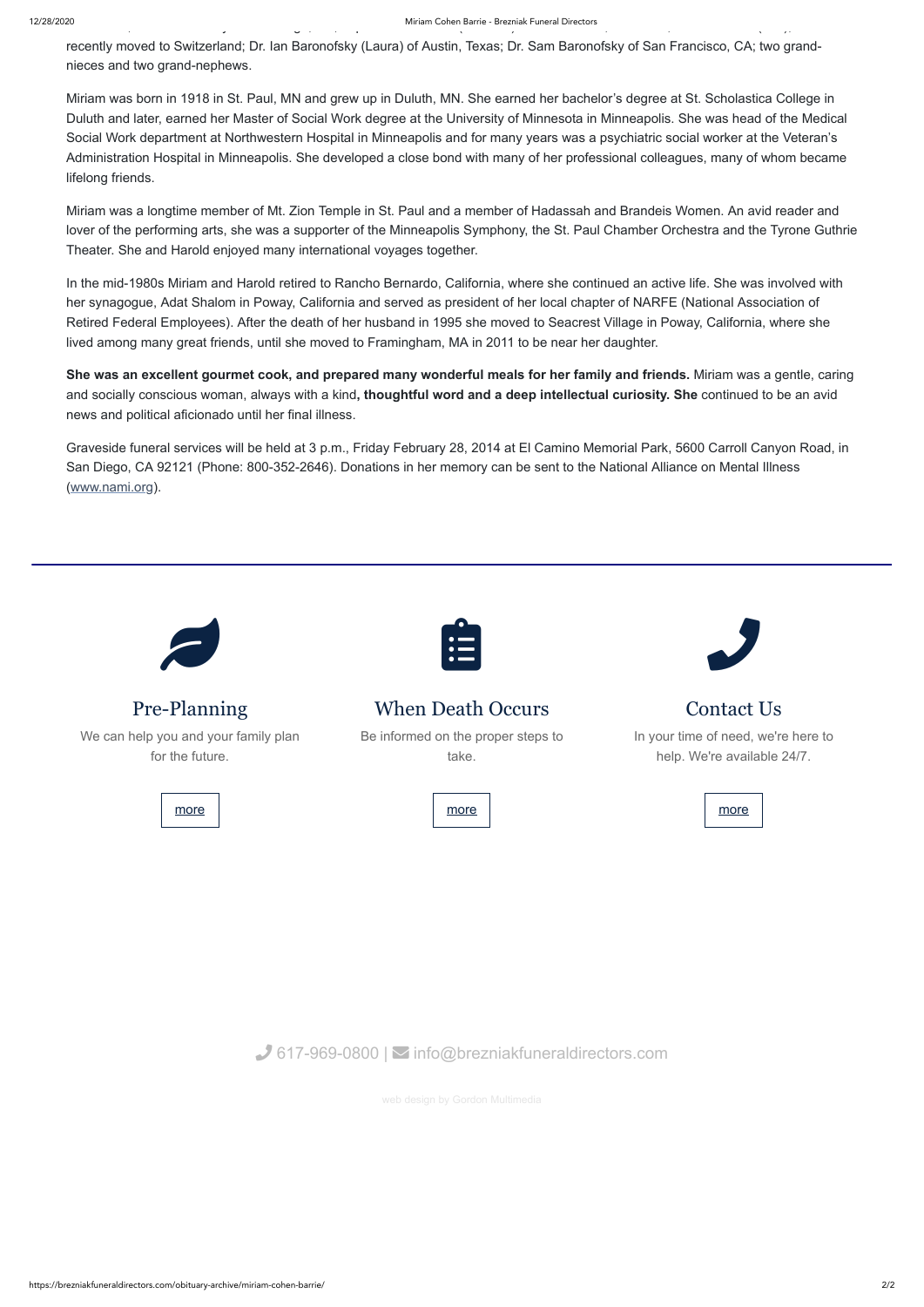recently moved to Switzerland; Dr. Ian Baronofsky (Laura) of Austin, Texas; Dr. Sam Baronofsky of San Francisco, CA; two grand-nieces and two grand-nephews.

Miriam was born in 1918 in St. Paul, MN and grew up in Duluth, MN. She earned her bachelor's degree at St. Scholastica College in Duluth and later, earned her Master of Social Work degree at the University of Minnesota in Minneapolis. She was head of the Medical Social Work department at Northwestern Hospital in Minneapolis and for many years was a psychiatric social worker at the Veteran's Administration Hospital in Minneapolis. She developed a close bond with many of her professional colleagues, many of whom became lifelong friends.

Miriam was a longtime member of Mt. Zion Temple in St. Paul and a member of Hadassah and Brandeis Women. An avid reader and lover of the performing arts, she was a supporter of the Minneapolis Symphony, the St. Paul Chamber Orchestra and the Tyrone Guthrie Theater. She and Harold enjoyed many international voyages together.

In the mid-1980s Miriam and Harold retired to Rancho Bernardo, California, where she continued an active life. She was involved with her synagogue, Adat Shalom in Poway, California and served as president of her local chapter of NARFE (National Association of Retired Federal Employees). After the death of her husband in 1995 she moved to Seacrest Village in Poway, California, where she lived among many great friends, until she moved to Framingham, MA in 2011 to be near her daughter.

**She was an excellent gourmet cook, and prepared many wonderful meals for her family and friends.** Miriam was a gentle, caring and socially conscious woman, always with a kind**, thoughtful word and a deep intellectual curiosity. She** continued to be an avid news and political aficionado until her final illness.

Graveside funeral services will be held at 3 p.m., Friday February 28, 2014 at El Camino Memorial Park, 5600 Carroll Canyon Road, in San Diego, CA 92121 (Phone: 800-352-2646). Donations in her memory can be sent to the National Alliance on Mental Illness (www.nami.org).

## Pre-Planning

We can help you and your family plan for the future.

more

## When Death Occurs

Be informed on the proper steps to take.

more

## Contact Us

In your time of need, we're here to help. We're available 24/7.

more

617-969-0800 | info@brezniakfuneraldirectors.com

web design by Gordon Multimedia